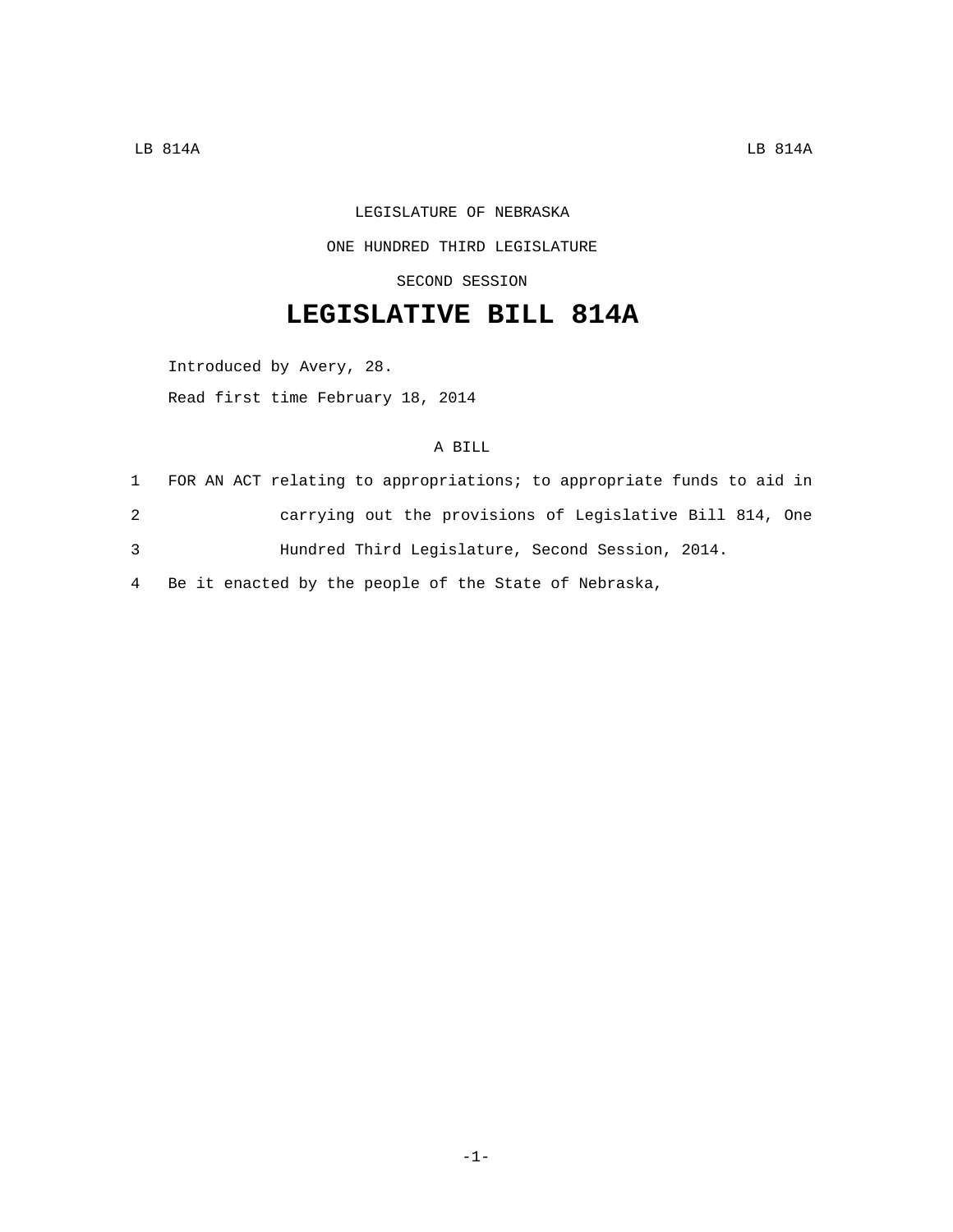LEGISLATURE OF NEBRASKA

ONE HUNDRED THIRD LEGISLATURE

SECOND SESSION

# LEGISLATIVE BILL 814A

Introduced by Avery, 28.

Read first time February 18, 2014

A BILL

1 FOR AN ACT relating to appropriations; to appropriate funds to aid in
2 carrying out the provisions of Legislative Bill 814, One
3 Hundred Third Legislature, Second Session, 2014.
4 Be it enacted by the people of the State of Nebraska,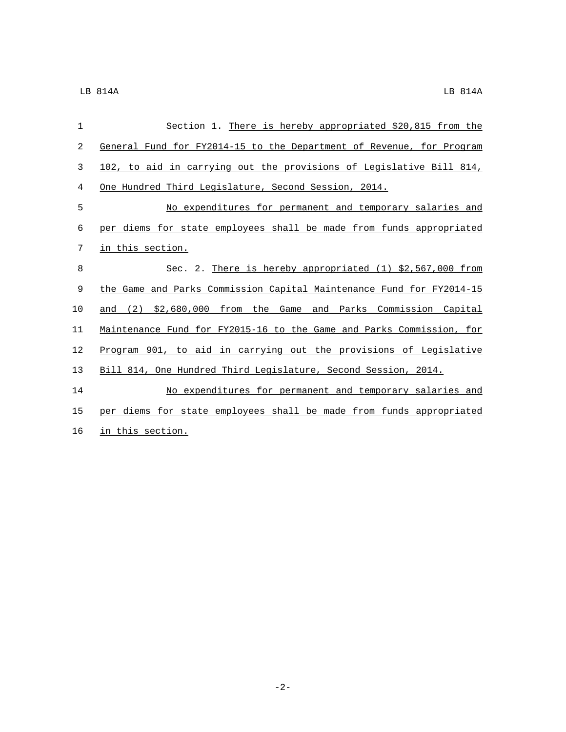Section 1. There is hereby appropriated $20,815 from the General Fund for FY2014-15 to the Department of Revenue, for Program 102, to aid in carrying out the provisions of Legislative Bill 814, One Hundred Third Legislature, Second Session, 2014.

No expenditures for permanent and temporary salaries and per diems for state employees shall be made from funds appropriated in this section.

Sec. 2. There is hereby appropriated (1) $2,567,000 from the Game and Parks Commission Capital Maintenance Fund for FY2014-15 and (2) $2,680,000 from the Game and Parks Commission Capital Maintenance Fund for FY2015-16 to the Game and Parks Commission, for Program 901, to aid in carrying out the provisions of Legislative Bill 814, One Hundred Third Legislature, Second Session, 2014.

No expenditures for permanent and temporary salaries and per diems for state employees shall be made from funds appropriated in this section.